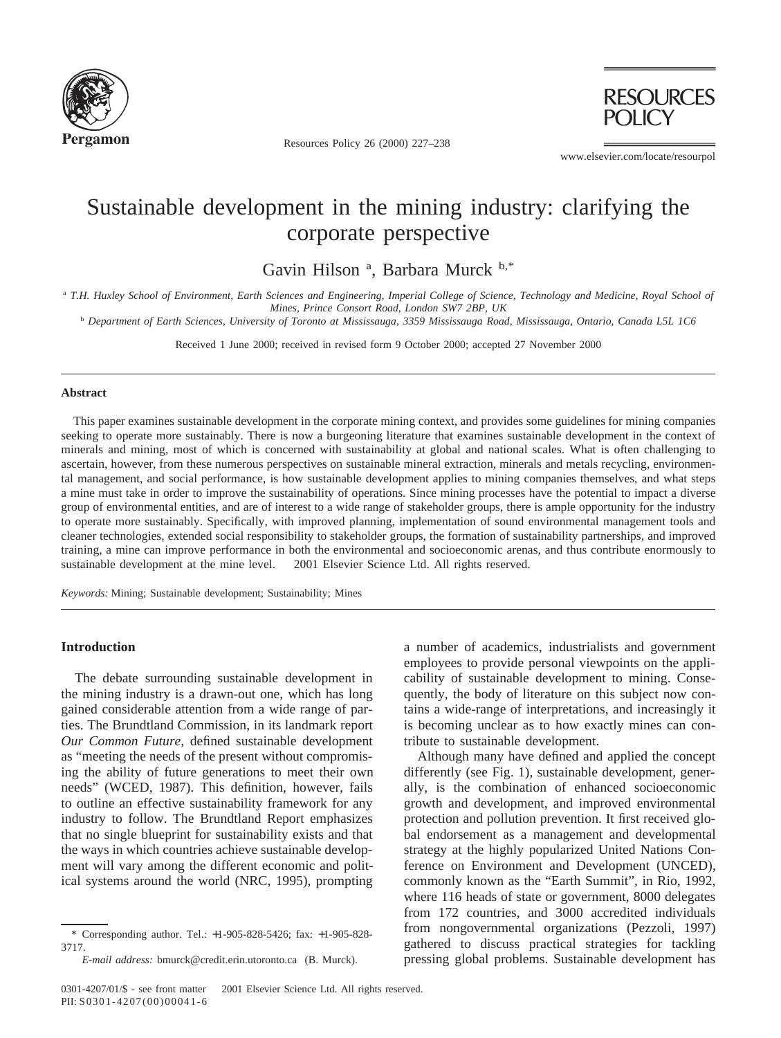# Sustainable development in the mining industry: clarifying the corporate perspective

Gavin Hilson [a], Barbara Murck [b,*]

[a] T.H. Huxley School of Environment, Earth Sciences and Engineering, Imperial College of Science, Technology and Medicine, Royal School of Mines, Prince Consort Road, London SW7 2BP, UK

[b] Department of Earth Sciences, University of Toronto at Mississauga, 3359 Mississauga Road, Mississauga, Ontario, Canada L5L 1C6

Received 1 June 2000; received in revised form 9 October 2000; accepted 27 November 2000

## Abstract

This paper examines sustainable development in the corporate mining context, and provides some guidelines for mining companies seeking to operate more sustainably. There is now a burgeoning literature that examines sustainable development in the context of minerals and mining, most of which is concerned with sustainability at global and national scales. What is often challenging to ascertain, however, from these numerous perspectives on sustainable mineral extraction, minerals and metals recycling, environmental management, and social performance, is how sustainable development applies to mining companies themselves, and what steps a mine must take in order to improve the sustainability of operations. Since mining processes have the potential to impact a diverse group of environmental entities, and are of interest to a wide range of stakeholder groups, there is ample opportunity for the industry to operate more sustainably. Specifically, with improved planning, implementation of sound environmental management tools and cleaner technologies, extended social responsibility to stakeholder groups, the formation of sustainability partnerships, and improved training, a mine can improve performance in both the environmental and socioeconomic arenas, and thus contribute enormously to sustainable development at the mine level. © 2001 Elsevier Science Ltd. All rights reserved.

*Keywords:* Mining; Sustainable development; Sustainability; Mines

## Introduction

The debate surrounding sustainable development in the mining industry is a drawn-out one, which has long gained considerable attention from a wide range of parties. The Brundtland Commission, in its landmark report *Our Common Future*, defined sustainable development as "meeting the needs of the present without compromising the ability of future generations to meet their own needs" (WCED, 1987). This definition, however, fails to outline an effective sustainability framework for any industry to follow. The Brundtland Report emphasizes that no single blueprint for sustainability exists and that the ways in which countries achieve sustainable development will vary among the different economic and political systems around the world (NRC, 1995), prompting a number of academics, industrialists and government employees to provide personal viewpoints on the applicability of sustainable development to mining. Consequently, the body of literature on this subject now contains a wide-range of interpretations, and increasingly it is becoming unclear as to how exactly mines can contribute to sustainable development.

Although many have defined and applied the concept differently (see Fig. 1), sustainable development, generally, is the combination of enhanced socioeconomic growth and development, and improved environmental protection and pollution prevention. It first received global endorsement as a management and developmental strategy at the highly popularized United Nations Conference on Environment and Development (UNCED), commonly known as the "Earth Summit", in Rio, 1992, where 116 heads of state or government, 8000 delegates from 172 countries, and 3000 accredited individuals from nongovernmental organizations (Pezzoli, 1997) gathered to discuss practical strategies for tackling pressing global problems. Sustainable development has

\* Corresponding author. Tel.: +1-905-828-5426; fax: +1-905-828-3717.

*E-mail address:* bmurck@credit.erin.utoronto.ca (B. Murck).

0301-4207/01/$ - see front matter © 2001 Elsevier Science Ltd. All rights reserved.
PII: S0301-4207(00)00041-6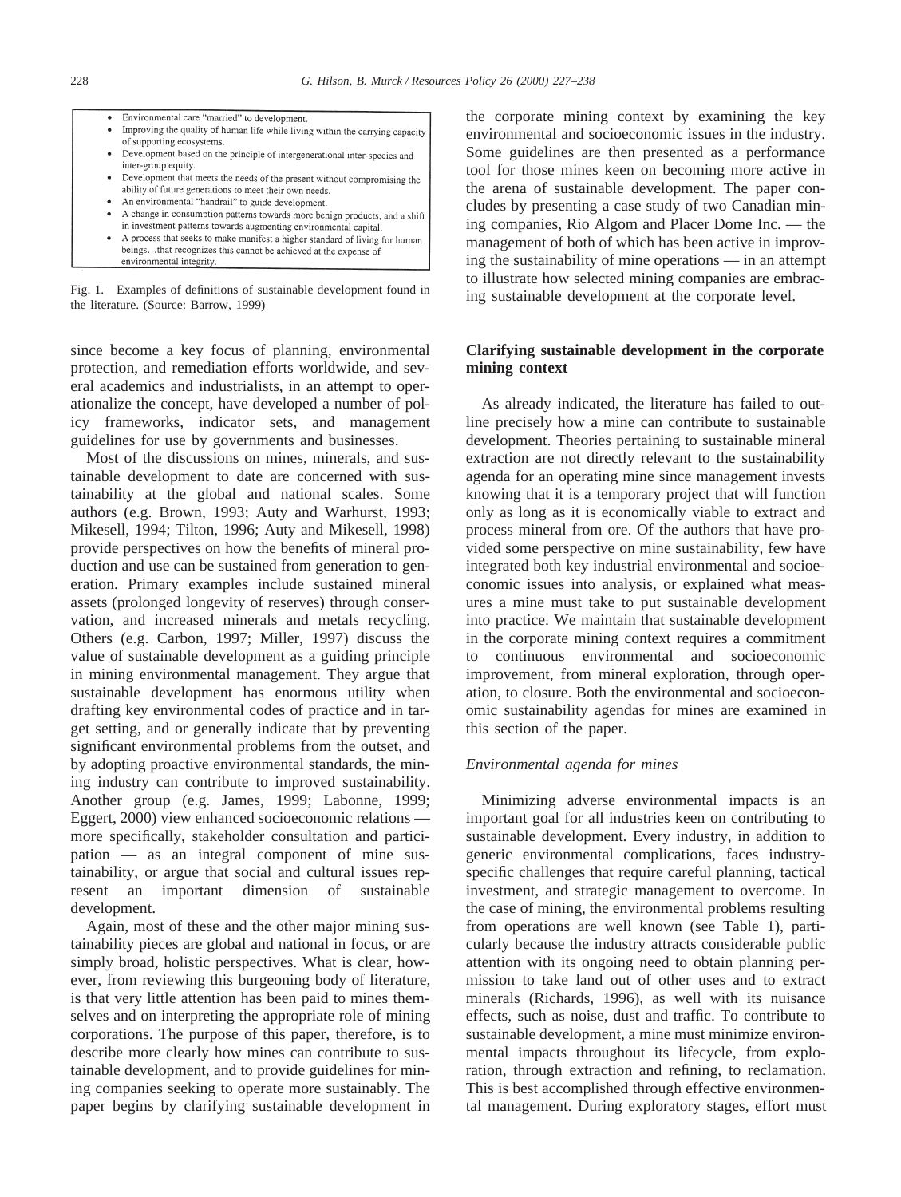- Environmental care "married" to development.
- Improving the quality of human life while living within the carrying capacity of supporting ecosystems.
- Development based on the principle of intergenerational inter-species and inter-group equity.
- Development that meets the needs of the present without compromising the ability of future generations to meet their own needs.
- An environmental "handrail" to guide development.
- A change in consumption patterns towards more benign products, and a shift in investment patterns towards augmenting environmental capital.
- A process that seeks to make manifest a higher standard of living for human beings…that recognizes this cannot be achieved at the expense of environmental integrity.

Fig. 1. Examples of definitions of sustainable development found in the literature. (Source: Barrow, 1999)

since become a key focus of planning, environmental protection, and remediation efforts worldwide, and several academics and industrialists, in an attempt to operationalize the concept, have developed a number of policy frameworks, indicator sets, and management guidelines for use by governments and businesses.

Most of the discussions on mines, minerals, and sustainable development to date are concerned with sustainability at the global and national scales. Some authors (e.g. Brown, 1993; Auty and Warhurst, 1993; Mikesell, 1994; Tilton, 1996; Auty and Mikesell, 1998) provide perspectives on how the benefits of mineral production and use can be sustained from generation to generation. Primary examples include sustained mineral assets (prolonged longevity of reserves) through conservation, and increased minerals and metals recycling. Others (e.g. Carbon, 1997; Miller, 1997) discuss the value of sustainable development as a guiding principle in mining environmental management. They argue that sustainable development has enormous utility when drafting key environmental codes of practice and in target setting, and or generally indicate that by preventing significant environmental problems from the outset, and by adopting proactive environmental standards, the mining industry can contribute to improved sustainability. Another group (e.g. James, 1999; Labonne, 1999; Eggert, 2000) view enhanced socioeconomic relations — more specifically, stakeholder consultation and participation — as an integral component of mine sustainability, or argue that social and cultural issues represent an important dimension of sustainable development.

Again, most of these and the other major mining sustainability pieces are global and national in focus, or are simply broad, holistic perspectives. What is clear, however, from reviewing this burgeoning body of literature, is that very little attention has been paid to mines themselves and on interpreting the appropriate role of mining corporations. The purpose of this paper, therefore, is to describe more clearly how mines can contribute to sustainable development, and to provide guidelines for mining companies seeking to operate more sustainably. The paper begins by clarifying sustainable development in the corporate mining context by examining the key environmental and socioeconomic issues in the industry. Some guidelines are then presented as a performance tool for those mines keen on becoming more active in the arena of sustainable development. The paper concludes by presenting a case study of two Canadian mining companies, Rio Algom and Placer Dome Inc. — the management of both of which has been active in improving the sustainability of mine operations — in an attempt to illustrate how selected mining companies are embracing sustainable development at the corporate level.

## Clarifying sustainable development in the corporate mining context

As already indicated, the literature has failed to outline precisely how a mine can contribute to sustainable development. Theories pertaining to sustainable mineral extraction are not directly relevant to the sustainability agenda for an operating mine since management invests knowing that it is a temporary project that will function only as long as it is economically viable to extract and process mineral from ore. Of the authors that have provided some perspective on mine sustainability, few have integrated both key industrial environmental and socioeconomic issues into analysis, or explained what measures a mine must take to put sustainable development into practice. We maintain that sustainable development in the corporate mining context requires a commitment to continuous environmental and socioeconomic improvement, from mineral exploration, through operation, to closure. Both the environmental and socioeconomic sustainability agendas for mines are examined in this section of the paper.

### *Environmental agenda for mines*

Minimizing adverse environmental impacts is an important goal for all industries keen on contributing to sustainable development. Every industry, in addition to generic environmental complications, faces industry-specific challenges that require careful planning, tactical investment, and strategic management to overcome. In the case of mining, the environmental problems resulting from operations are well known (see Table 1), particularly because the industry attracts considerable public attention with its ongoing need to obtain planning permission to take land out of other uses and to extract minerals (Richards, 1996), as well with its nuisance effects, such as noise, dust and traffic. To contribute to sustainable development, a mine must minimize environmental impacts throughout its lifecycle, from exploration, through extraction and refining, to reclamation. This is best accomplished through effective environmental management. During exploratory stages, effort must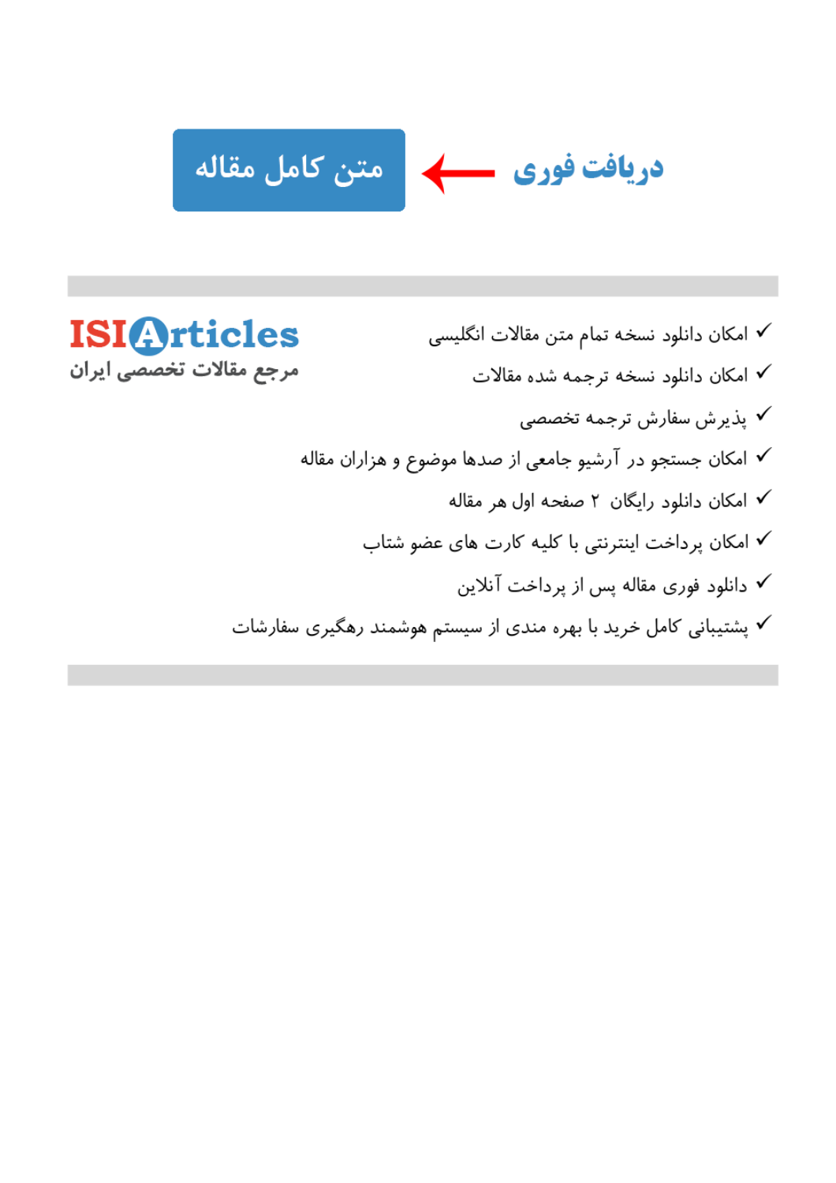دریافت فوری ← متن کامل مقاله

**ISIArticles**
مرجع مقالات تخصصی ایران

- ✓ امکان دانلود نسخه تمام متن مقالات انگلیسی
- ✓ امکان دانلود نسخه ترجمه شده مقالات
- ✓ پذیرش سفارش ترجمه تخصصی
- ✓ امکان جستجو در آرشیو جامعی از صدها موضوع و هزاران مقاله
- ✓ امکان دانلود رایگان ۲ صفحه اول هر مقاله
- ✓ امکان پرداخت اینترنتی با کلیه کارت های عضو شتاب
- ✓ دانلود فوری مقاله پس از پرداخت آنلاین
- ✓ پشتیبانی کامل خرید با بهره مندی از سیستم هوشمند رهگیری سفارشات